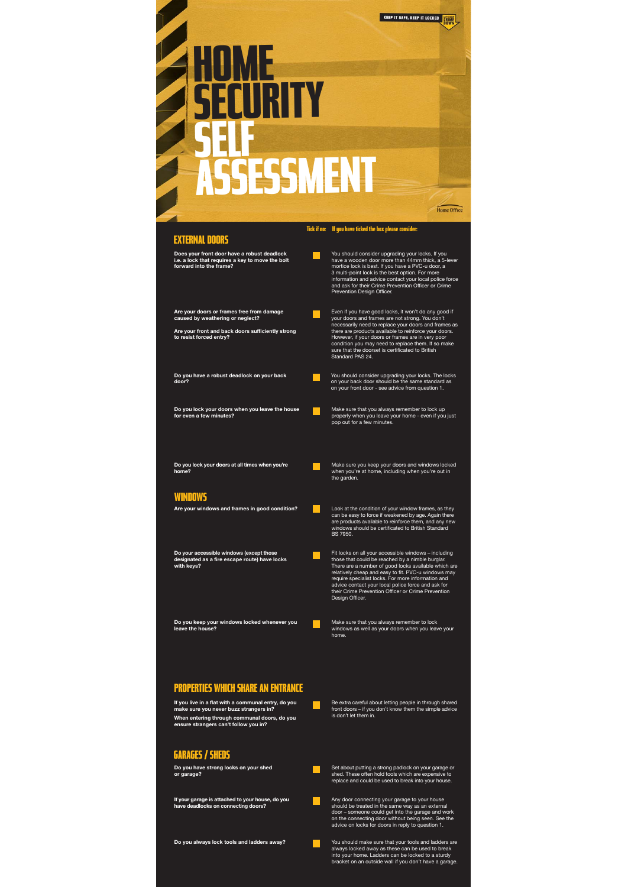KEEP IT SAFE, KEEP IT LOCKED

# HOME SECURITY SELF ASSESSMENT

Home Office

| | Tick if no: | If you have ticked the box please consider: |
|---|---|---|
| **EXTERNAL DOORS** | | |
| **Does your front door have a robust deadlock i.e. a lock that requires a key to move the bolt forward into the frame?** | ☐ | You should consider upgrading your locks. If you have a wooden door more than 44mm thick, a 5-lever mortice lock is best. If you have a PVC-u door, a 3 multi-point lock is the best option. For more information and advice contact your local police force and ask for their Crime Prevention Officer or Crime Prevention Design Officer. |
| **Are your doors or frames free from damage caused by weathering or neglect?**<br>**Are your front and back doors sufficiently strong to resist forced entry?** | ☐ | Even if you have good locks, it won't do any good if your doors and frames are not strong. You don't necessarily need to replace your doors and frames as there are products available to reinforce your doors. However, if your doors or frames are in very poor condition you may need to replace them. If so make sure that the doorset is certificated to British Standard PAS 24. |
| **Do you have a robust deadlock on your back door?** | ☐ | You should consider upgrading your locks. The locks on your back door should be the same standard as on your front door - see advice from question 1. |
| **Do you lock your doors when you leave the house for even a few minutes?** | ☐ | Make sure that you always remember to lock up properly when you leave your home - even if you just pop out for a few minutes. |
| **Do you lock your doors at all times when you're home?** | ☐ | Make sure you keep your doors and windows locked when you're at home, including when you're out in the garden. |
| **WINDOWS** | | |
| **Are your windows and frames in good condition?** | ☐ | Look at the condition of your window frames, as they can be easy to force if weakened by age. Again there are products available to reinforce them, and any new windows should be certificated to British Standard BS 7950. |
| **Do your accessible windows (except those designated as a fire escape route) have locks with keys?** | ☐ | Fit locks on all your accessible windows – including those that could be reached by a nimble burglar. There are a number of good locks available which are relatively cheap and easy to fit. PVC-u windows may require specialist locks. For more information and advice contact your local police force and ask for their Crime Prevention Officer or Crime Prevention Design Officer. |
| **Do you keep your windows locked whenever you leave the house?** | ☐ | Make sure that you always remember to lock windows as well as your doors when you leave your home. |
| **PROPERTIES WHICH SHARE AN ENTRANCE** | | |
| **If you live in a flat with a communal entry, do you make sure you never buzz strangers in?**<br>**When entering through communal doors, do you ensure strangers can't follow you in?** | ☐ | Be extra careful about letting people in through shared front doors – if you don't know them the simple advice is don't let them in. |
| **GARAGES / SHEDS** | | |
| **Do you have strong locks on your shed or garage?** | ☐ | Set about putting a strong padlock on your garage or shed. These often hold tools which are expensive to replace and could be used to break into your house. |
| **If your garage is attached to your house, do you have deadlocks on connecting doors?** | ☐ | Any door connecting your garage to your house should be treated in the same way as an external door – someone could get into the garage and work on the connecting door without being seen. See the advice on locks for doors in reply to question 1. |
| **Do you always lock tools and ladders away?** | ☐ | You should make sure that your tools and ladders are always locked away as these can be used to break into your home. Ladders can be locked to a sturdy bracket on an outside wall if you don't have a garage. |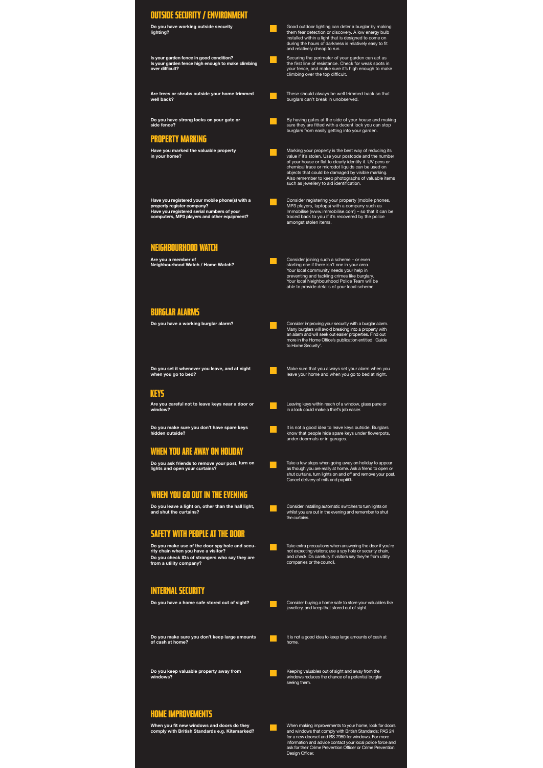## OUTSIDE SECURITY / ENVIRONMENT

**Do you have working outside security lighting?**

Good outdoor lighting can deter a burglar by making them fear detection or discovery. A low energy bulb installed within a light that is designed to come on during the hours of darkness is relatively easy to fit and relatively cheap to run.

**Is your garden fence in good condition?**
**Is your garden fence high enough to make climbing over difficult?**

Securing the perimeter of your garden can act as the first line of resistance. Check for weak spots in your fence, and make sure it's high enough to make climbing over the top difficult.

**Are trees or shrubs outside your home trimmed well back?**

These should always be well trimmed back so that burglars can't break in unobserved.

**Do you have strong locks on your gate or side fence?**

By having gates at the side of your house and making sure they are fitted with a decent lock you can stop burglars from easily getting into your garden.

## PROPERTY MARKING

**Have you marked the valuable property in your home?**

Marking your property is the best way of reducing its value if it's stolen. Use your postcode and the number of your house or flat to clearly identify it. UV pens or chemical trace or microdot liquids can be used on objects that could be damaged by visible marking. Also remember to keep photographs of valuable items such as jewellery to aid identification.

**Have you registered your mobile phone(s) with a property register company?**
**Have you registered serial numbers of your computers, MP3 players and other equipment?**

Consider registering your property (mobile phones, MP3 players, laptops) with a company such as Immobilise (www.immobilise.com) – so that it can be traced back to you if it's recovered by the police amongst stolen items.

## NEIGHBOURHOOD WATCH

**Are you a member of Neighbourhood Watch / Home Watch?**

Consider joining such a scheme – or even starting one if there isn't one in your area. Your local community needs your help in preventing and tackling crimes like burglary. Your local Neighbourhood Police Team will be able to provide details of your local scheme.

## BURGLAR ALARMS

**Do you have a working burglar alarm?**

Consider improving your security with a burglar alarm. Many burglars will avoid breaking into a property with an alarm and will seek out easier properties. Find out more in the Home Office's publication entitled 'Guide to Home Security'.

**Do you set it whenever you leave, and at night when you go to bed?**

Make sure that you always set your alarm when you leave your home and when you go to bed at night.

## KEYS

**Are you careful not to leave keys near a door or window?**

Leaving keys within reach of a window, glass pane or in a lock could make a thief's job easier.

**Do you make sure you don't have spare keys hidden outside?**

It is not a good idea to leave keys outside. Burglars know that people hide spare keys under flowerpots, under doormats or in garages.

## WHEN YOU ARE AWAY ON HOLIDAY

**Do you ask friends to remove your post, turn on lights and open your curtains?**

Take a few steps when going away on holiday to appear as though you are really at home. Ask a friend to open or shut curtains, turn lights on and off and remove your post. Cancel delivery of milk and papers.

## WHEN YOU GO OUT IN THE EVENING

**Do you leave a light on, other than the hall light, and shut the curtains?**

Consider installing automatic switches to turn lights on whilst you are out in the evening and remember to shut the curtains.

## SAFETY WITH PEOPLE AT THE DOOR

**Do you make use of the door spy hole and security chain when you have a visitor?**
**Do you check IDs of strangers who say they are from a utility company?**

Take extra precautions when answering the door if you're not expecting visitors; use a spy hole or security chain, and check IDs carefully if visitors say they're from utility companies or the council.

## INTERNAL SECURITY

**Do you have a home safe stored out of sight?**

Consider buying a home safe to store your valuables like jewellery, and keep that stored out of sight.

**Do you make sure you don't keep large amounts of cash at home?**

It is not a good idea to keep large amounts of cash at home.

**Do you keep valuable property away from windows?**

Keeping valuables out of sight and away from the windows reduces the chance of a potential burglar seeing them.

## HOME IMPROVEMENTS

**When you fit new windows and doors do they comply with British Standards e.g. Kitemarked?**

When making improvements to your home, look for doors and windows that comply with British Standards; PAS 24 for a new doorset and BS 7950 for windows. For more information and advice contact your local police force and ask for their Crime Prevention Officer or Crime Prevention Design Officer.